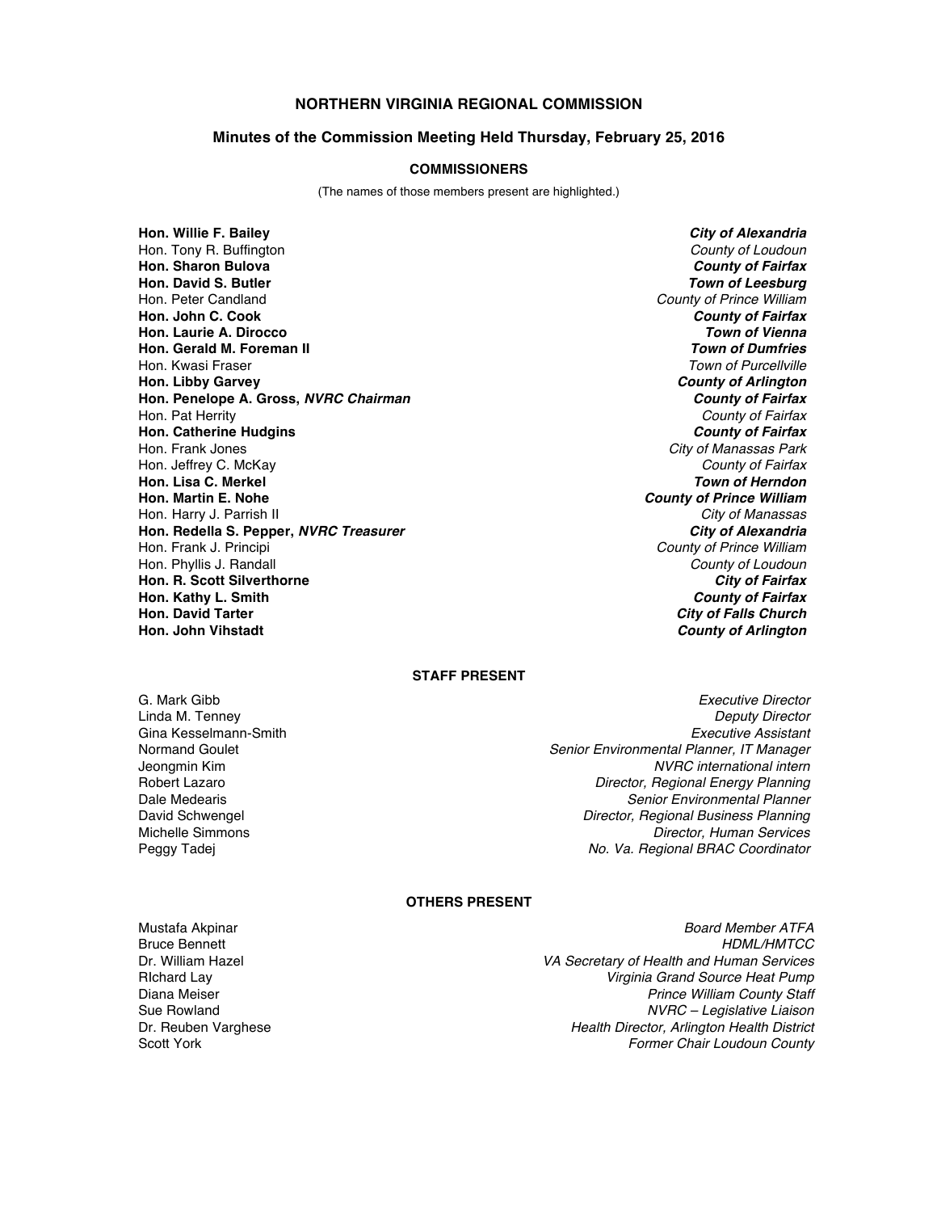# NORTHERN VIRGINIA REGIONAL COMMISSION

## Minutes of the Commission Meeting Held Thursday, February 25, 2016

### COMMISSIONERS

(The names of those members present are highlighted.)

| | |
|---|---|
| **Hon. Willie F. Bailey** | ***City of Alexandria*** |
| Hon. Tony R. Buffington | *County of Loudoun* |
| **Hon. Sharon Bulova** | ***County of Fairfax*** |
| **Hon. David S. Butler** | ***Town of Leesburg*** |
| Hon. Peter Candland | *County of Prince William* |
| **Hon. John C. Cook** | ***County of Fairfax*** |
| **Hon. Laurie A. Dirocco** | ***Town of Vienna*** |
| **Hon. Gerald M. Foreman II** | ***Town of Dumfries*** |
| Hon. Kwasi Fraser | *Town of Purcellville* |
| **Hon. Libby Garvey** | ***County of Arlington*** |
| **Hon. Penelope A. Gross, *NVRC Chairman*** | ***County of Fairfax*** |
| Hon. Pat Herrity | *County of Fairfax* |
| **Hon. Catherine Hudgins** | ***County of Fairfax*** |
| Hon. Frank Jones | *City of Manassas Park* |
| Hon. Jeffrey C. McKay | *County of Fairfax* |
| **Hon. Lisa C. Merkel** | ***Town of Herndon*** |
| **Hon. Martin E. Nohe** | ***County of Prince William*** |
| Hon. Harry J. Parrish II | *City of Manassas* |
| **Hon. Redella S. Pepper, *NVRC Treasurer*** | ***City of Alexandria*** |
| Hon. Frank J. Principi | *County of Prince William* |
| Hon. Phyllis J. Randall | *County of Loudoun* |
| **Hon. R. Scott Silverthorne** | ***City of Fairfax*** |
| **Hon. Kathy L. Smith** | ***County of Fairfax*** |
| **Hon. David Tarter** | ***City of Falls Church*** |
| **Hon. John Vihstadt** | ***County of Arlington*** |

### STAFF PRESENT

| | |
|---|---|
| G. Mark Gibb | *Executive Director* |
| Linda M. Tenney | *Deputy Director* |
| Gina Kesselmann-Smith | *Executive Assistant* |
| Normand Goulet | *Senior Environmental Planner, IT Manager* |
| Jeongmin Kim | *NVRC international intern* |
| Robert Lazaro | *Director, Regional Energy Planning* |
| Dale Medearis | *Senior Environmental Planner* |
| David Schwengel | *Director, Regional Business Planning* |
| Michelle Simmons | *Director, Human Services* |
| Peggy Tadej | *No. Va. Regional BRAC Coordinator* |

### OTHERS PRESENT

| | |
|---|---|
| Mustafa Akpinar | *Board Member ATFA* |
| Bruce Bennett | *HDML/HMTCC* |
| Dr. William Hazel | *VA Secretary of Health and Human Services* |
| RIchard Lay | *Virginia Grand Source Heat Pump* |
| Diana Meiser | *Prince William County Staff* |
| Sue Rowland | *NVRC – Legislative Liaison* |
| Dr. Reuben Varghese | *Health Director, Arlington Health District* |
| Scott York | *Former Chair Loudoun County* |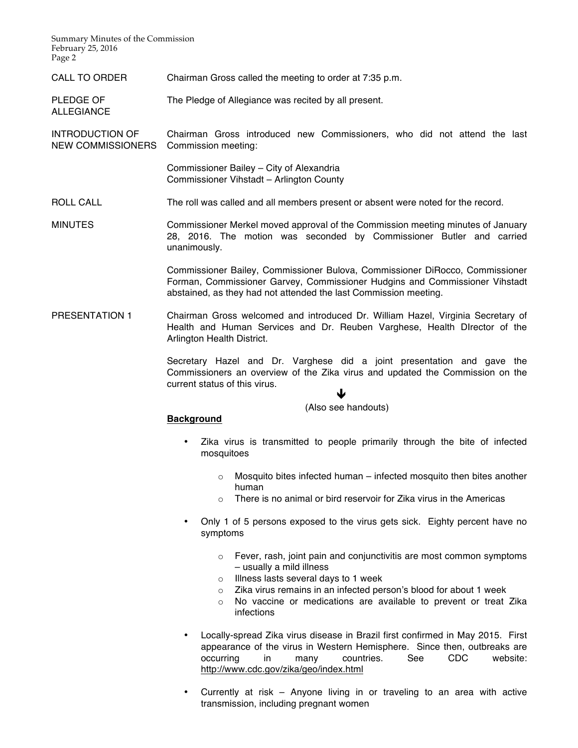**CALL TO ORDER**

Chairman Gross called the meeting to order at 7:35 p.m.

**PLEDGE OF ALLEGIANCE**

The Pledge of Allegiance was recited by all present.

**INTRODUCTION OF NEW COMMISSIONERS**

Chairman Gross introduced new Commissioners, who did not attend the last Commission meeting:

Commissioner Bailey – City of Alexandria
Commissioner Vihstadt – Arlington County

**ROLL CALL**

The roll was called and all members present or absent were noted for the record.

**MINUTES**

Commissioner Merkel moved approval of the Commission meeting minutes of January 28, 2016. The motion was seconded by Commissioner Butler and carried unanimously.

Commissioner Bailey, Commissioner Bulova, Commissioner DiRocco, Commissioner Forman, Commissioner Garvey, Commissioner Hudgins and Commissioner Vihstadt abstained, as they had not attended the last Commission meeting.

**PRESENTATION 1**

Chairman Gross welcomed and introduced Dr. William Hazel, Virginia Secretary of Health and Human Services and Dr. Reuben Varghese, Health DIrector of the Arlington Health District.

Secretary Hazel and Dr. Varghese did a joint presentation and gave the Commissioners an overview of the Zika virus and updated the Commission on the current status of this virus.

↓

(Also see handouts)

**Background**

- Zika virus is transmitted to people primarily through the bite of infected mosquitoes
  - Mosquito bites infected human – infected mosquito then bites another human
  - There is no animal or bird reservoir for Zika virus in the Americas
- Only 1 of 5 persons exposed to the virus gets sick. Eighty percent have no symptoms
  - Fever, rash, joint pain and conjunctivitis are most common symptoms – usually a mild illness
  - Illness lasts several days to 1 week
  - Zika virus remains in an infected person's blood for about 1 week
  - No vaccine or medications are available to prevent or treat Zika infections
- Locally-spread Zika virus disease in Brazil first confirmed in May 2015. First appearance of the virus in Western Hemisphere. Since then, outbreaks are occurring in many countries. See CDC website: http://www.cdc.gov/zika/geo/index.html
- Currently at risk – Anyone living in or traveling to an area with active transmission, including pregnant women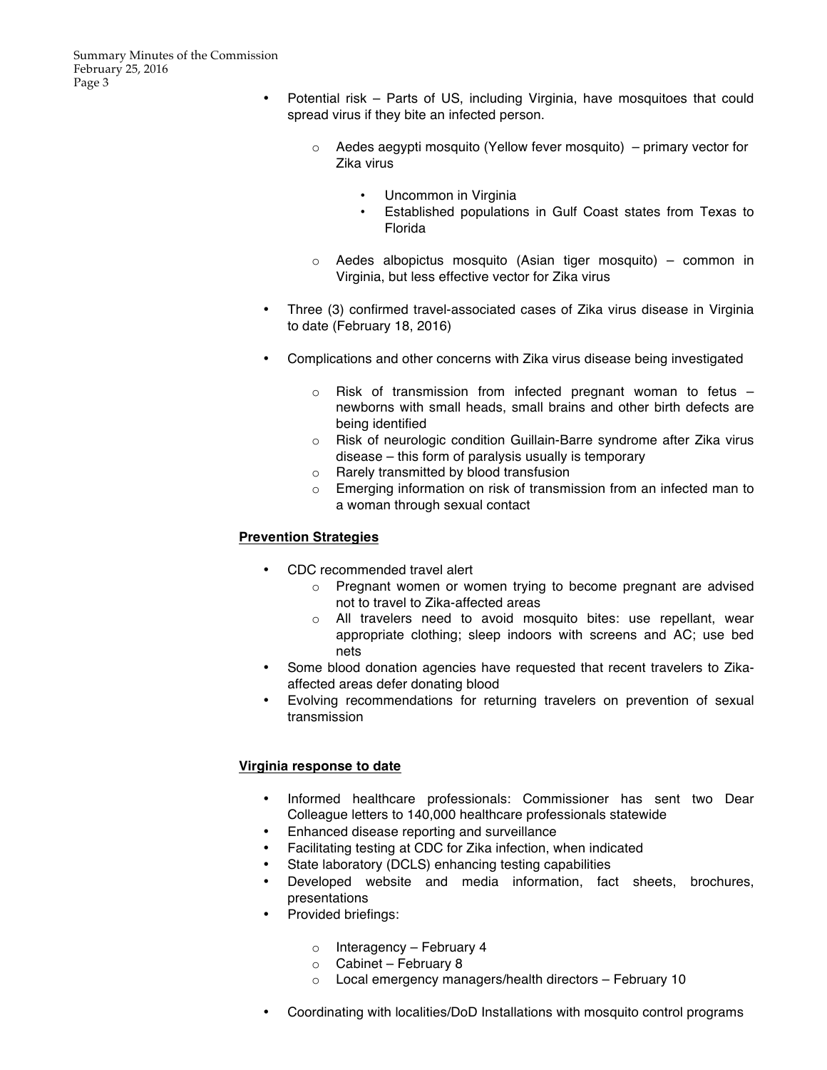- Potential risk – Parts of US, including Virginia, have mosquitoes that could spread virus if they bite an infected person.

  - Aedes aegypti mosquito (Yellow fever mosquito) – primary vector for Zika virus

    - Uncommon in Virginia
    - Established populations in Gulf Coast states from Texas to Florida

  - Aedes albopictus mosquito (Asian tiger mosquito) – common in Virginia, but less effective vector for Zika virus

- Three (3) confirmed travel-associated cases of Zika virus disease in Virginia to date (February 18, 2016)

- Complications and other concerns with Zika virus disease being investigated

  - Risk of transmission from infected pregnant woman to fetus – newborns with small heads, small brains and other birth defects are being identified
  - Risk of neurologic condition Guillain-Barre syndrome after Zika virus disease – this form of paralysis usually is temporary
  - Rarely transmitted by blood transfusion
  - Emerging information on risk of transmission from an infected man to a woman through sexual contact

**Prevention Strategies**

- CDC recommended travel alert
  - Pregnant women or women trying to become pregnant are advised not to travel to Zika-affected areas
  - All travelers need to avoid mosquito bites: use repellant, wear appropriate clothing; sleep indoors with screens and AC; use bed nets
- Some blood donation agencies have requested that recent travelers to Zika-affected areas defer donating blood
- Evolving recommendations for returning travelers on prevention of sexual transmission

**Virginia response to date**

- Informed healthcare professionals: Commissioner has sent two Dear Colleague letters to 140,000 healthcare professionals statewide
- Enhanced disease reporting and surveillance
- Facilitating testing at CDC for Zika infection, when indicated
- State laboratory (DCLS) enhancing testing capabilities
- Developed website and media information, fact sheets, brochures, presentations
- Provided briefings:

  - Interagency – February 4
  - Cabinet – February 8
  - Local emergency managers/health directors – February 10

- Coordinating with localities/DoD Installations with mosquito control programs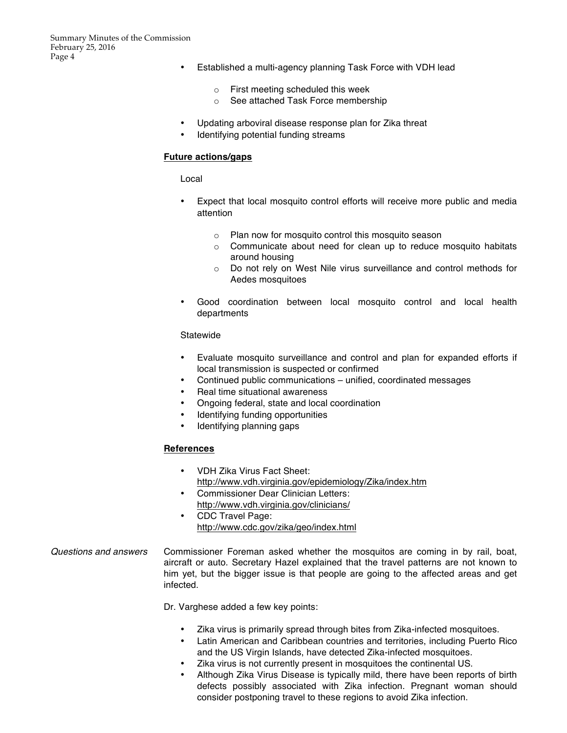- Established a multi-agency planning Task Force with VDH lead
    - First meeting scheduled this week
    - See attached Task Force membership
- Updating arboviral disease response plan for Zika threat
- Identifying potential funding streams

**Future actions/gaps**

Local

- Expect that local mosquito control efforts will receive more public and media attention
    - Plan now for mosquito control this mosquito season
    - Communicate about need for clean up to reduce mosquito habitats around housing
    - Do not rely on West Nile virus surveillance and control methods for Aedes mosquitoes
- Good coordination between local mosquito control and local health departments

Statewide

- Evaluate mosquito surveillance and control and plan for expanded efforts if local transmission is suspected or confirmed
- Continued public communications – unified, coordinated messages
- Real time situational awareness
- Ongoing federal, state and local coordination
- Identifying funding opportunities
- Identifying planning gaps

**References**

- VDH Zika Virus Fact Sheet: http://www.vdh.virginia.gov/epidemiology/Zika/index.htm
- Commissioner Dear Clinician Letters: http://www.vdh.virginia.gov/clinicians/
- CDC Travel Page: http://www.cdc.gov/zika/geo/index.html

*Questions and answers*

Commissioner Foreman asked whether the mosquitos are coming in by rail, boat, aircraft or auto. Secretary Hazel explained that the travel patterns are not known to him yet, but the bigger issue is that people are going to the affected areas and get infected.

Dr. Varghese added a few key points:

- Zika virus is primarily spread through bites from Zika-infected mosquitoes.
- Latin American and Caribbean countries and territories, including Puerto Rico and the US Virgin Islands, have detected Zika-infected mosquitoes.
- Zika virus is not currently present in mosquitoes the continental US.
- Although Zika Virus Disease is typically mild, there have been reports of birth defects possibly associated with Zika infection. Pregnant woman should consider postponing travel to these regions to avoid Zika infection.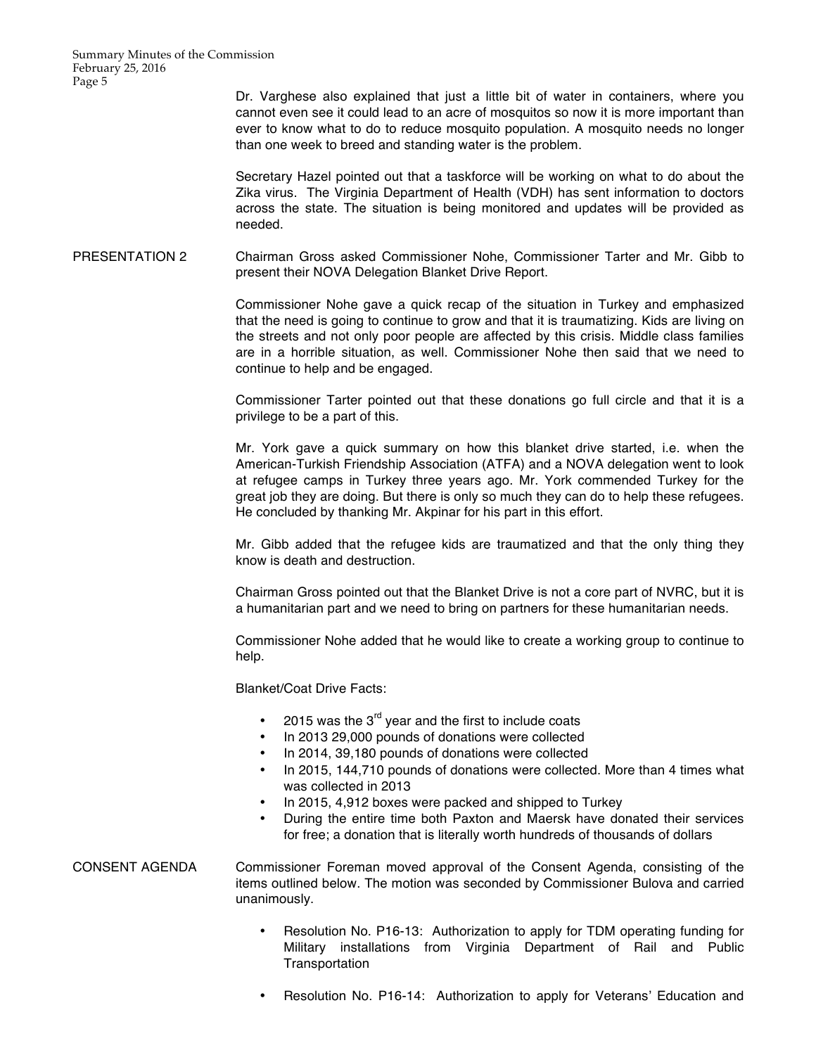Dr. Varghese also explained that just a little bit of water in containers, where you cannot even see it could lead to an acre of mosquitos so now it is more important than ever to know what to do to reduce mosquito population. A mosquito needs no longer than one week to breed and standing water is the problem.

Secretary Hazel pointed out that a taskforce will be working on what to do about the Zika virus. The Virginia Department of Health (VDH) has sent information to doctors across the state. The situation is being monitored and updates will be provided as needed.

**PRESENTATION 2**

Chairman Gross asked Commissioner Nohe, Commissioner Tarter and Mr. Gibb to present their NOVA Delegation Blanket Drive Report.

Commissioner Nohe gave a quick recap of the situation in Turkey and emphasized that the need is going to continue to grow and that it is traumatizing. Kids are living on the streets and not only poor people are affected by this crisis. Middle class families are in a horrible situation, as well. Commissioner Nohe then said that we need to continue to help and be engaged.

Commissioner Tarter pointed out that these donations go full circle and that it is a privilege to be a part of this.

Mr. York gave a quick summary on how this blanket drive started, i.e. when the American-Turkish Friendship Association (ATFA) and a NOVA delegation went to look at refugee camps in Turkey three years ago. Mr. York commended Turkey for the great job they are doing. But there is only so much they can do to help these refugees. He concluded by thanking Mr. Akpinar for his part in this effort.

Mr. Gibb added that the refugee kids are traumatized and that the only thing they know is death and destruction.

Chairman Gross pointed out that the Blanket Drive is not a core part of NVRC, but it is a humanitarian part and we need to bring on partners for these humanitarian needs.

Commissioner Nohe added that he would like to create a working group to continue to help.

Blanket/Coat Drive Facts:

- 2015 was the 3rd year and the first to include coats
- In 2013 29,000 pounds of donations were collected
- In 2014, 39,180 pounds of donations were collected
- In 2015, 144,710 pounds of donations were collected. More than 4 times what was collected in 2013
- In 2015, 4,912 boxes were packed and shipped to Turkey
- During the entire time both Paxton and Maersk have donated their services for free; a donation that is literally worth hundreds of thousands of dollars

**CONSENT AGENDA**

Commissioner Foreman moved approval of the Consent Agenda, consisting of the items outlined below. The motion was seconded by Commissioner Bulova and carried unanimously.

- Resolution No. P16-13: Authorization to apply for TDM operating funding for Military installations from Virginia Department of Rail and Public Transportation
- Resolution No. P16-14: Authorization to apply for Veterans' Education and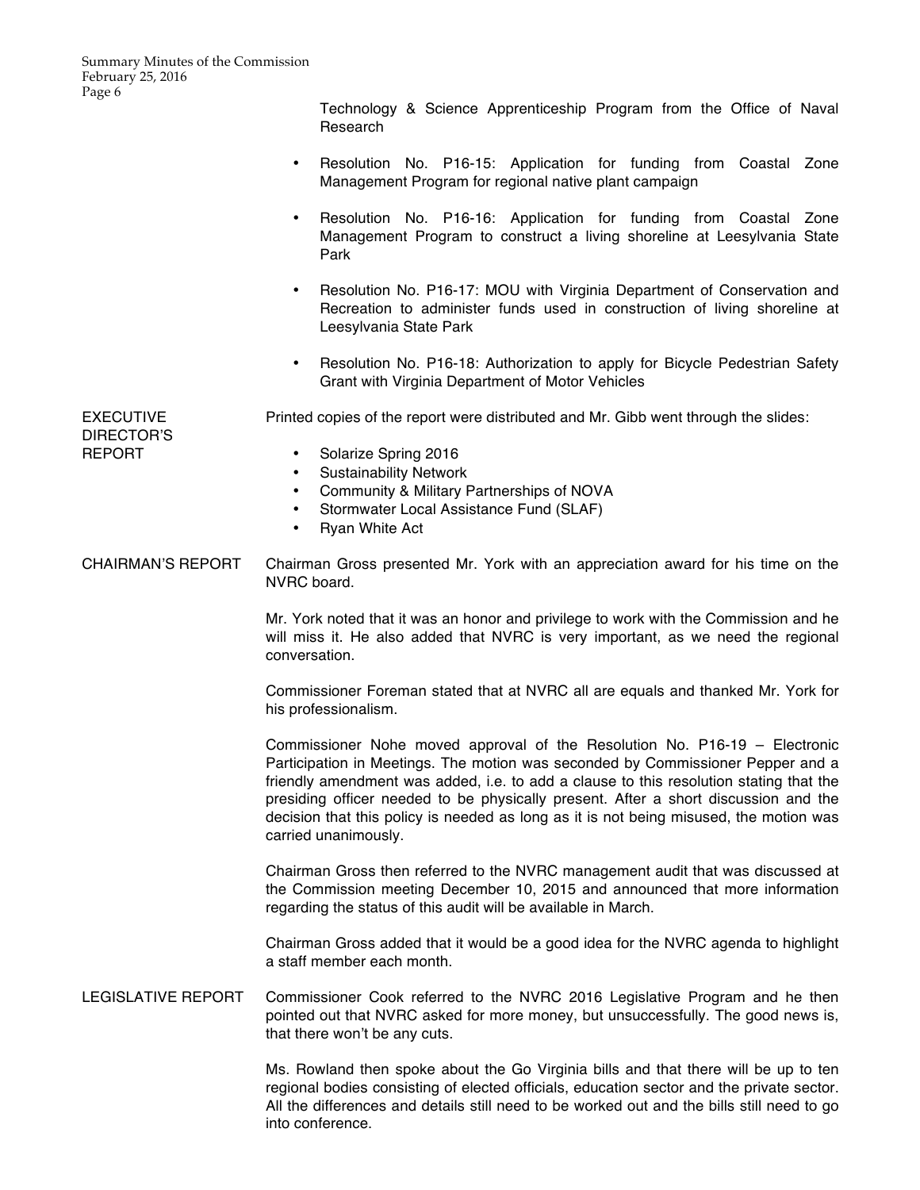Technology & Science Apprenticeship Program from the Office of Naval Research

- Resolution No. P16-15: Application for funding from Coastal Zone Management Program for regional native plant campaign
- Resolution No. P16-16: Application for funding from Coastal Zone Management Program to construct a living shoreline at Leesylvania State Park
- Resolution No. P16-17: MOU with Virginia Department of Conservation and Recreation to administer funds used in construction of living shoreline at Leesylvania State Park
- Resolution No. P16-18: Authorization to apply for Bicycle Pedestrian Safety Grant with Virginia Department of Motor Vehicles

**EXECUTIVE DIRECTOR'S REPORT**

Printed copies of the report were distributed and Mr. Gibb went through the slides:

- Solarize Spring 2016
- Sustainability Network
- Community & Military Partnerships of NOVA
- Stormwater Local Assistance Fund (SLAF)
- Ryan White Act

**CHAIRMAN'S REPORT**

Chairman Gross presented Mr. York with an appreciation award for his time on the NVRC board.

Mr. York noted that it was an honor and privilege to work with the Commission and he will miss it. He also added that NVRC is very important, as we need the regional conversation.

Commissioner Foreman stated that at NVRC all are equals and thanked Mr. York for his professionalism.

Commissioner Nohe moved approval of the Resolution No. P16-19 – Electronic Participation in Meetings. The motion was seconded by Commissioner Pepper and a friendly amendment was added, i.e. to add a clause to this resolution stating that the presiding officer needed to be physically present. After a short discussion and the decision that this policy is needed as long as it is not being misused, the motion was carried unanimously.

Chairman Gross then referred to the NVRC management audit that was discussed at the Commission meeting December 10, 2015 and announced that more information regarding the status of this audit will be available in March.

Chairman Gross added that it would be a good idea for the NVRC agenda to highlight a staff member each month.

**LEGISLATIVE REPORT**

Commissioner Cook referred to the NVRC 2016 Legislative Program and he then pointed out that NVRC asked for more money, but unsuccessfully. The good news is, that there won't be any cuts.

Ms. Rowland then spoke about the Go Virginia bills and that there will be up to ten regional bodies consisting of elected officials, education sector and the private sector. All the differences and details still need to be worked out and the bills still need to go into conference.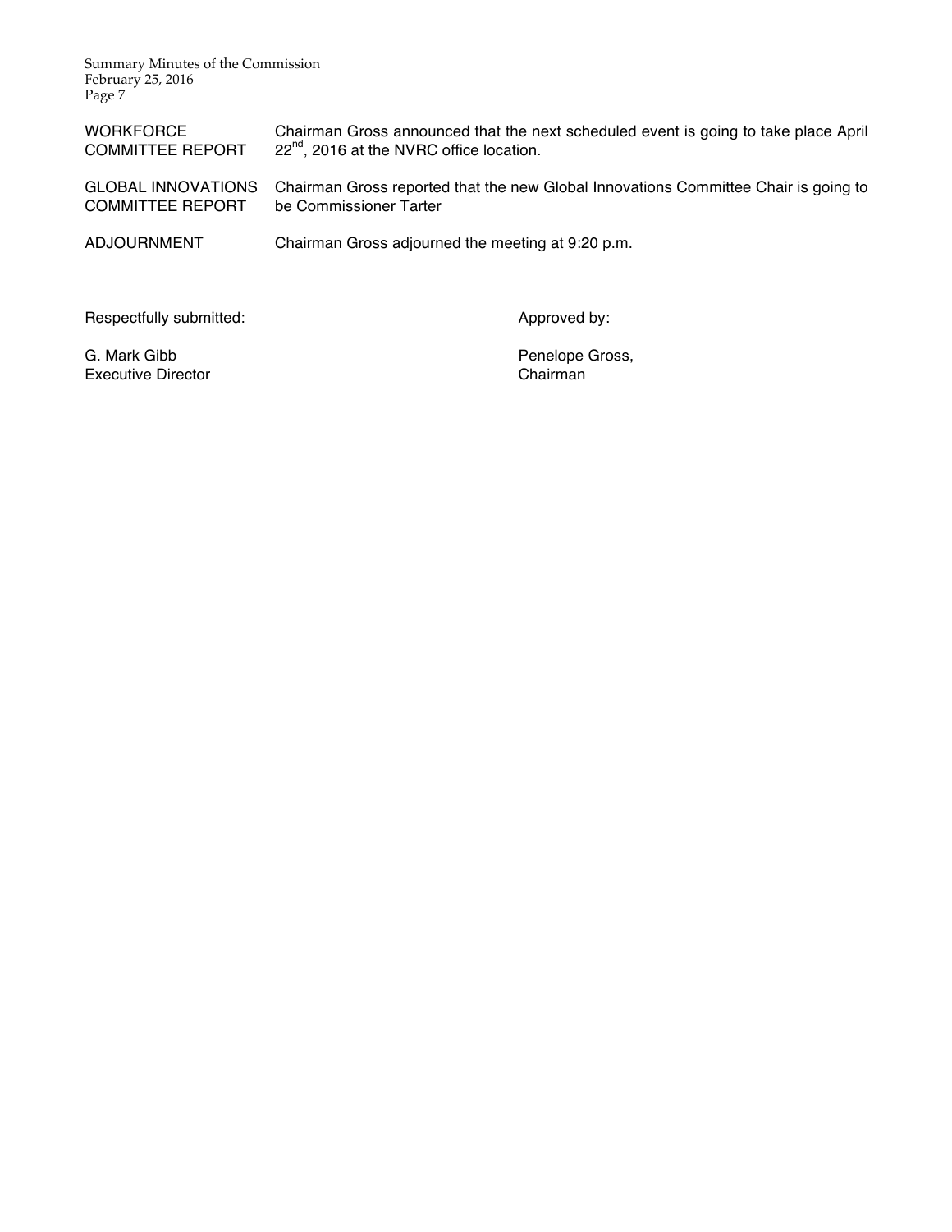| | |
|---|---|
| WORKFORCE COMMITTEE REPORT | Chairman Gross announced that the next scheduled event is going to take place April 22nd, 2016 at the NVRC office location. |
| GLOBAL INNOVATIONS COMMITTEE REPORT | Chairman Gross reported that the new Global Innovations Committee Chair is going to be Commissioner Tarter |
| ADJOURNMENT | Chairman Gross adjourned the meeting at 9:20 p.m. |

Respectfully submitted:

G. Mark Gibb
Executive Director

Approved by:

Penelope Gross,
Chairman